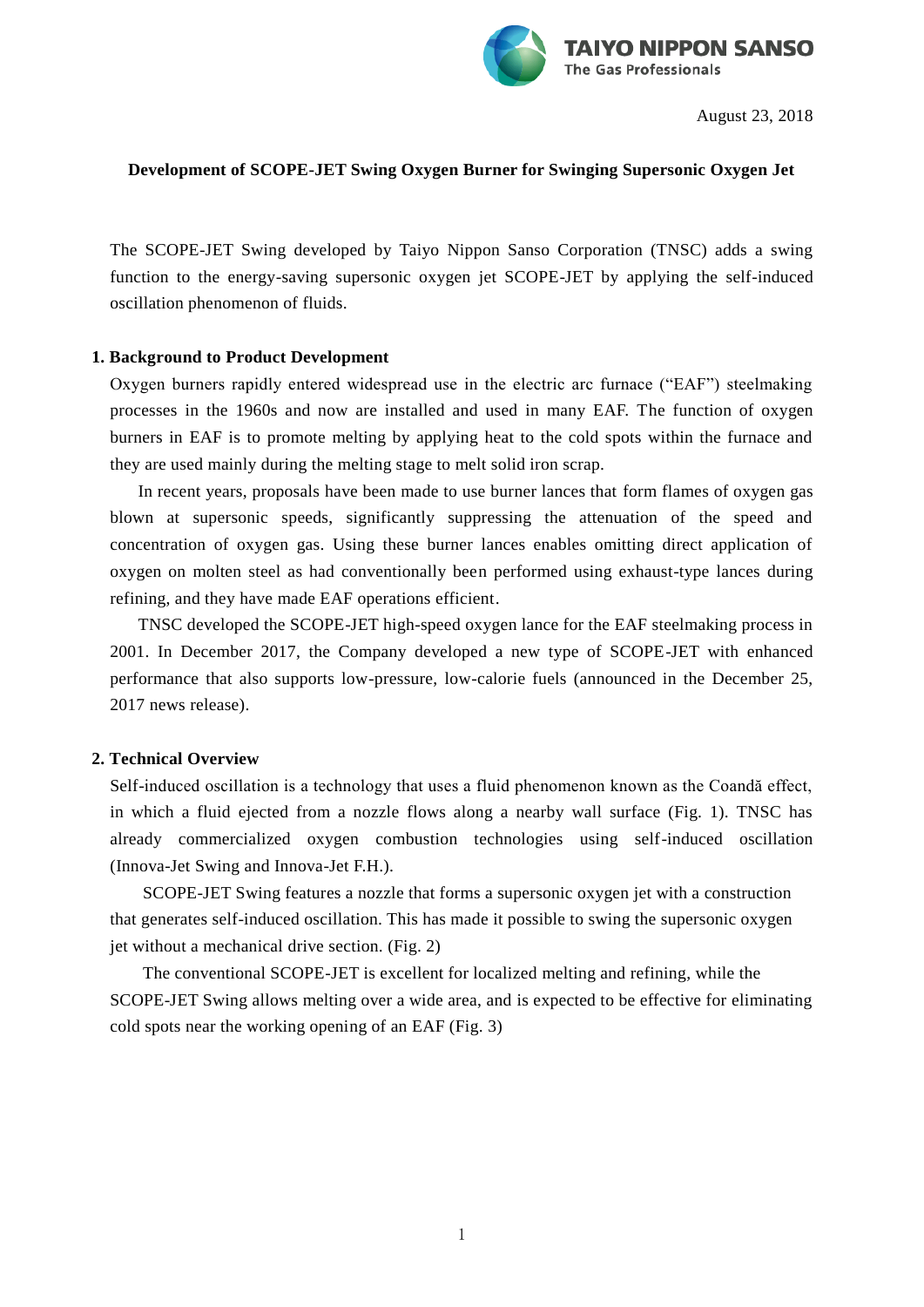TAIYO NIPPON SANSO
The Gas Professionals

August 23, 2018

**Development of SCOPE-JET Swing Oxygen Burner for Swinging Supersonic Oxygen Jet**

The SCOPE-JET Swing developed by Taiyo Nippon Sanso Corporation (TNSC) adds a swing function to the energy-saving supersonic oxygen jet SCOPE-JET by applying the self-induced oscillation phenomenon of fluids.

## 1. Background to Product Development

Oxygen burners rapidly entered widespread use in the electric arc furnace ("EAF") steelmaking processes in the 1960s and now are installed and used in many EAF. The function of oxygen burners in EAF is to promote melting by applying heat to the cold spots within the furnace and they are used mainly during the melting stage to melt solid iron scrap.

In recent years, proposals have been made to use burner lances that form flames of oxygen gas blown at supersonic speeds, significantly suppressing the attenuation of the speed and concentration of oxygen gas. Using these burner lances enables omitting direct application of oxygen on molten steel as had conventionally been performed using exhaust-type lances during refining, and they have made EAF operations efficient.

TNSC developed the SCOPE-JET high-speed oxygen lance for the EAF steelmaking process in 2001. In December 2017, the Company developed a new type of SCOPE-JET with enhanced performance that also supports low-pressure, low-calorie fuels (announced in the December 25, 2017 news release).

## 2. Technical Overview

Self-induced oscillation is a technology that uses a fluid phenomenon known as the Coandă effect, in which a fluid ejected from a nozzle flows along a nearby wall surface (Fig. 1). TNSC has already commercialized oxygen combustion technologies using self-induced oscillation (Innova-Jet Swing and Innova-Jet F.H.).

SCOPE-JET Swing features a nozzle that forms a supersonic oxygen jet with a construction that generates self-induced oscillation. This has made it possible to swing the supersonic oxygen jet without a mechanical drive section. (Fig. 2)

The conventional SCOPE-JET is excellent for localized melting and refining, while the SCOPE-JET Swing allows melting over a wide area, and is expected to be effective for eliminating cold spots near the working opening of an EAF (Fig. 3)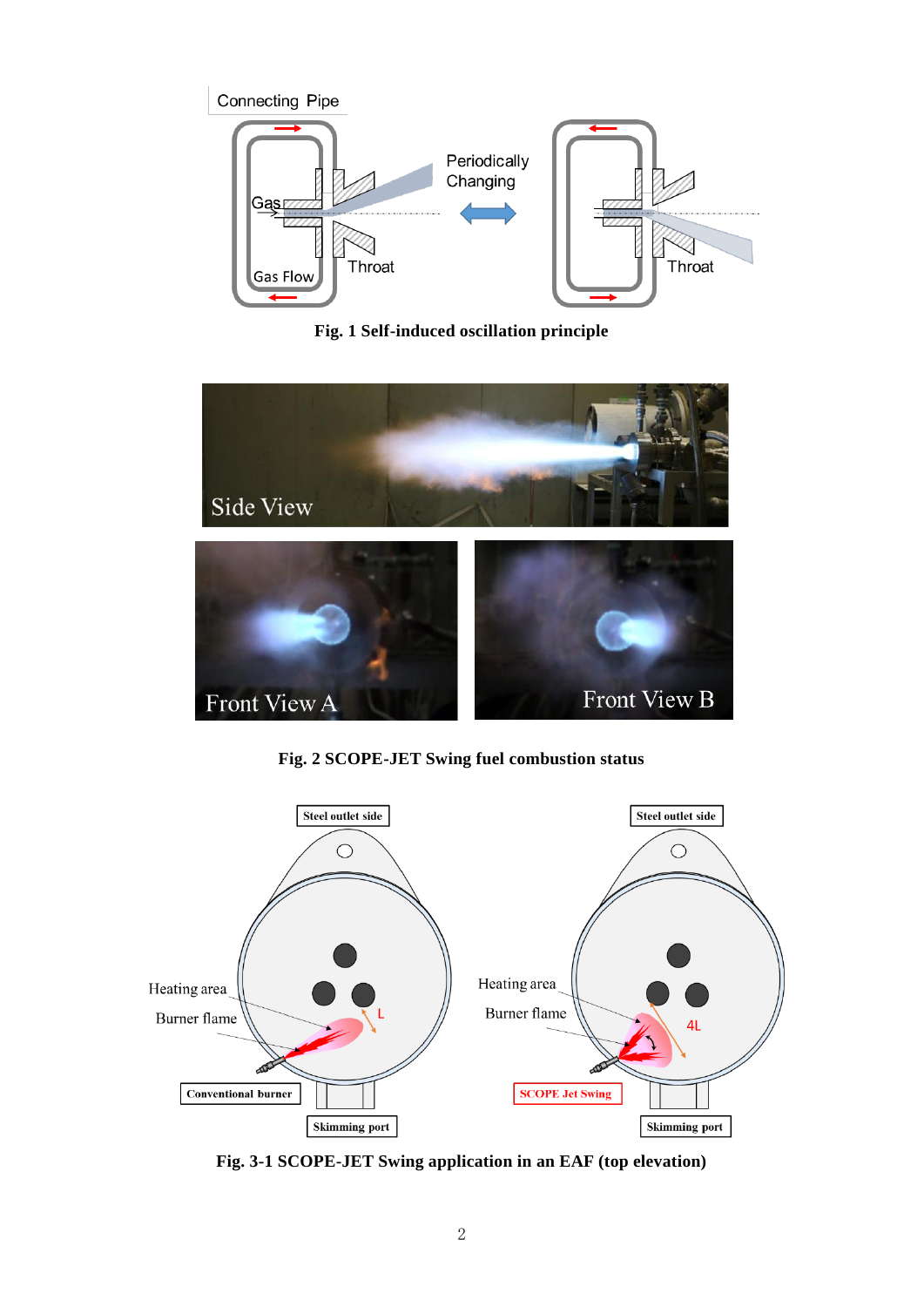**Fig. 1 Self-induced oscillation principle**

**Fig. 2 SCOPE-JET Swing fuel combustion status**

**Fig. 3-1 SCOPE-JET Swing application in an EAF (top elevation)**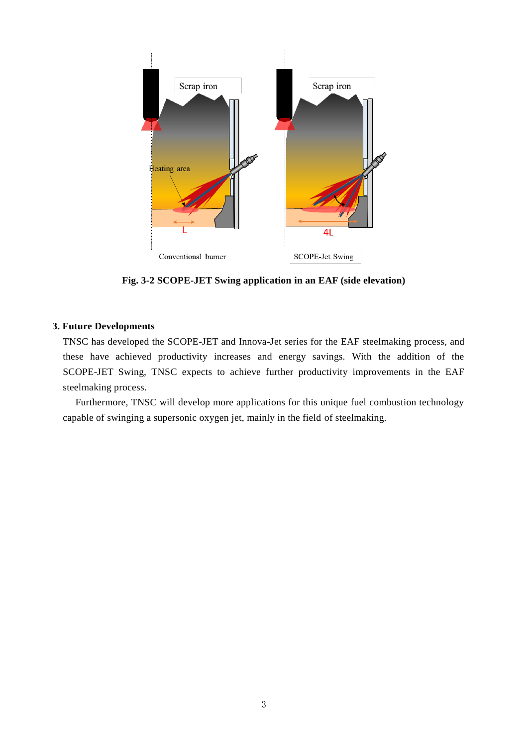Scrap iron

Heating area

L

Conventional burner

Scrap iron

4L

SCOPE-Jet Swing

**Fig. 3-2 SCOPE-JET Swing application in an EAF (side elevation)**

## 3. Future Developments

TNSC has developed the SCOPE-JET and Innova-Jet series for the EAF steelmaking process, and these have achieved productivity increases and energy savings. With the addition of the SCOPE-JET Swing, TNSC expects to achieve further productivity improvements in the EAF steelmaking process.

Furthermore, TNSC will develop more applications for this unique fuel combustion technology capable of swinging a supersonic oxygen jet, mainly in the field of steelmaking.